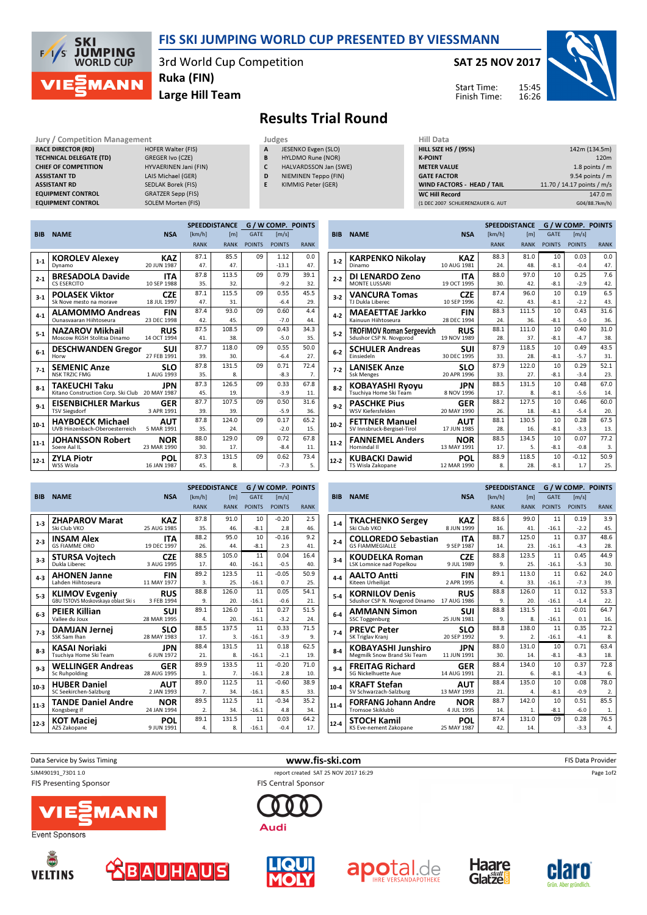# FIS SKI JUMPING WORLD CUP PRESENTED BY VIESSMANN

3rd World Cup Competition
Ruka (FIN)
Large Hill Team

**SAT 25 NOV 2017**

Start Time: 15:45
Finish Time: 16:26

## Results Trial Round

**Jury / Competition Management**

| | |
|---|---|
| RACE DIRECTOR (RD) | HOFER Walter (FIS) |
| TECHNICAL DELEGATE (TD) | GREGER Ivo (CZE) |
| CHIEF OF COMPETITION | HYVAERINEN Jani (FIN) |
| ASSISTANT TD | LAIS Michael (GER) |
| ASSISTANT RD | SEDLAK Borek (FIS) |
| EQUIPMENT CONTROL | GRATZER Sepp (FIS) |
| EQUIPMENT CONTROL | SOLEM Morten (FIS) |

**Judges**

| | |
|---|---|
| A | JESENKO Evgen (SLO) |
| B | HYLDMO Rune (NOR) |
| C | HALVARDSSON Jan (SWE) |
| D | NIEMINEN Teppo (FIN) |
| E | KIMMIG Peter (GER) |

**Hill Data**

| | |
|---|---|
| HILL SIZE HS / (95%) | 142m (134.5m) |
| K-POINT | 120m |
| METER VALUE | 1.8 points / m |
| GATE FACTOR | 9.54 points / m |
| WIND FACTORS - HEAD / TAIL | 11.70 / 14.17 points / m/s |
| WC Hill Record | 147.0 m |
| (1 DEC 2007 SCHLIERENZAUER G. AUT | G04/88.7km/h) |

| BIB | NAME | NSA | SPEED [km/h] | DISTANCE [m] | G / W COMP. GATE | [m/s] | POINTS |
|---|---|---|---|---|---|---|---|
| | Club | Date of birth | RANK | RANK | POINTS | POINTS | RANK |
| 1-1 | **KOROLEV Alexey** | KAZ | 87.1 | 85.5 | 09 | 1.12 | 0.0 |
| | Dynamo | 20 JUN 1987 | 47. | 47. | | -13.1 | 47. |
| 2-1 | **BRESADOLA Davide** | ITA | 87.8 | 113.5 | 09 | 0.79 | 39.1 |
| | CS ESERCITO | 10 SEP 1988 | 35. | 32. | | -9.2 | 32. |
| 3-1 | **POLASEK Viktor** | CZE | 87.1 | 115.5 | 09 | 0.55 | 45.5 |
| | Sk Nove mesto na morave | 18 JUL 1997 | 47. | 31. | | -6.4 | 29. |
| 4-1 | **ALAMOMMO Andreas** | FIN | 87.4 | 93.0 | 09 | 0.60 | 4.4 |
| | Ounasvaaran Hiihtoseura | 23 DEC 1998 | 42. | 45. | | -7.0 | 44. |
| 5-1 | **NAZAROV Mikhail** | RUS | 87.5 | 108.5 | 09 | 0.43 | 34.3 |
| | Moscow RGSH Stolitsa Dinamo | 14 OCT 1994 | 41. | 38. | | -5.0 | 35. |
| 6-1 | **DESCHWANDEN Gregor** | SUI | 87.7 | 118.0 | 09 | 0.55 | 50.0 |
| | Horw | 27 FEB 1991 | 39. | 30. | | -6.4 | 27. |
| 7-1 | **SEMENIC Anze** | SLO | 87.8 | 131.5 | 09 | 0.71 | 72.4 |
| | NSK TRZIC FMG | 1 AUG 1993 | 35. | 8. | | -8.3 | 7. |
| 8-1 | **TAKEUCHI Taku** | JPN | 87.3 | 126.5 | 09 | 0.33 | 67.8 |
| | Kitano Construction Corp. Ski Club | 20 MAY 1987 | 45. | 19. | | -3.9 | 11. |
| 9-1 | **EISENBICHLER Markus** | GER | 87.7 | 107.5 | 09 | 0.50 | 31.6 |
| | TSV Siegsdorf | 3 APR 1991 | 39. | 39. | | -5.9 | 36. |
| 10-1 | **HAYBOECK Michael** | AUT | 87.8 | 124.0 | 09 | 0.17 | 65.2 |
| | UVB Hinzenbach-Oberoesterreich | 5 MAR 1991 | 35. | 24. | | -2.0 | 15. |
| 11-1 | **JOHANSSON Robert** | NOR | 88.0 | 129.0 | 09 | 0.72 | 67.8 |
| | Soere Aal IL | 23 MAR 1990 | 30. | 17. | | -8.4 | 11. |
| 12-1 | **ZYLA Piotr** | POL | 87.3 | 131.5 | 09 | 0.62 | 73.4 |
| | WSS Wisla | 16 JAN 1987 | 45. | 8. | | -7.3 | 5. |
| 1-2 | **KARPENKO Nikolay** | KAZ | 88.3 | 81.0 | 10 | 0.03 | 0.0 |
| | Dinamo | 10 AUG 1981 | 24. | 48. | -8.1 | -0.4 | 47. |
| 2-2 | **DI LENARDO Zeno** | ITA | 88.0 | 97.0 | 10 | 0.25 | 7.6 |
| | MONTE LUSSARI | 19 OCT 1995 | 30. | 42. | -8.1 | -2.9 | 42. |
| 3-2 | **VANCURA Tomas** | CZE | 87.4 | 96.0 | 10 | 0.19 | 6.5 |
| | TJ Dukla Liberec | 10 SEP 1996 | 42. | 43. | -8.1 | -2.2 | 43. |
| 4-2 | **MAEAETTAE Jarkko** | FIN | 88.3 | 111.5 | 10 | 0.43 | 31.6 |
| | Kainuun Hiihtoseura | 28 DEC 1994 | 24. | 36. | -8.1 | -5.0 | 36. |
| 5-2 | **TROFIMOV Roman Sergeevich** | RUS | 88.1 | 111.0 | 10 | 0.40 | 31.0 |
| | Sdushor CSP N. Novgorod | 19 NOV 1989 | 28. | 37. | -8.1 | -4.7 | 38. |
| 6-2 | **SCHULER Andreas** | SUI | 87.9 | 118.5 | 10 | 0.49 | 43.5 |
| | Einsiedeln | 30 DEC 1995 | 33. | 28. | -8.1 | -5.7 | 31. |
| 7-2 | **LANISEK Anze** | SLO | 87.9 | 122.0 | 10 | 0.29 | 52.1 |
| | Ssk Menges | 20 APR 1996 | 33. | 27. | -8.1 | -3.4 | 23. |
| 8-2 | **KOBAYASHI Ryoyu** | JPN | 88.5 | 131.5 | 10 | 0.48 | 67.0 |
| | Tsuchiya Home Ski Team | 8 NOV 1996 | 17. | 8. | -8.1 | -5.6 | 14. |
| 9-2 | **PASCHKE Pius** | GER | 88.2 | 127.5 | 10 | 0.46 | 60.0 |
| | WSV Kiefersfelden | 20 MAY 1990 | 26. | 18. | -8.1 | -5.4 | 20. |
| 10-2 | **FETTNER Manuel** | AUT | 88.1 | 130.5 | 10 | 0.28 | 67.5 |
| | SV Innsbruck-Bergisel-Tirol | 17 JUN 1985 | 28. | 16. | -8.1 | -3.3 | 13. |
| 11-2 | **FANNEMEL Anders** | NOR | 88.5 | 134.5 | 10 | 0.07 | 77.2 |
| | Hornindal Il | 13 MAY 1991 | 17. | 5. | -8.1 | -0.8 | 3. |
| 12-2 | **KUBACKI Dawid** | POL | 88.9 | 118.5 | 10 | -0.12 | 50.9 |
| | TS Wisla Zakopane | 12 MAR 1990 | 8. | 28. | -8.1 | 1.7 | 25. |
| 1-3 | **ZHAPAROV Marat** | KAZ | 87.8 | 91.0 | 10 | -0.20 | 2.5 |
| | Ski Club VKO | 25 AUG 1985 | 35. | 46. | -8.1 | 2.8 | 46. |
| 2-3 | **INSAM Alex** | ITA | 88.2 | 95.0 | 10 | -0.16 | 9.2 |
| | GS FIAMME ORO | 19 DEC 1997 | 26. | 44. | -8.1 | 2.3 | 41. |
| 3-3 | **STURSA Vojtech** | CZE | 88.5 | 105.0 | 11 | 0.04 | 16.4 |
| | Dukla Liberec | 3 AUG 1995 | 17. | 40. | -16.1 | -0.5 | 40. |
| 4-3 | **AHONEN Janne** | FIN | 89.2 | 123.5 | 11 | -0.05 | 50.9 |
| | Lahden Hiihtoseura | 11 MAY 1977 | 3. | 25. | -16.1 | 0.7 | 25. |
| 5-3 | **KLIMOV Evgeniy** | RUS | 88.8 | 126.0 | 11 | 0.05 | 54.1 |
| | GBU TSTOVS Moskovskaya oblast Ski s | 3 FEB 1994 | 9. | 20. | -16.1 | -0.6 | 21. |
| 6-3 | **PEIER Killian** | SUI | 89.1 | 126.0 | 11 | 0.27 | 51.5 |
| | Vallee du Joux | 28 MAR 1995 | 4. | 20. | -16.1 | -3.2 | 24. |
| 7-3 | **DAMJAN Jernej** | SLO | 88.5 | 137.5 | 11 | 0.33 | 71.5 |
| | SSK Sam Ihan | 28 MAY 1983 | 17. | 3. | -16.1 | -3.9 | 9. |
| 8-3 | **KASAI Noriaki** | JPN | 88.4 | 131.5 | 11 | 0.18 | 62.5 |
| | Tsuchiya Home Ski Team | 6 JUN 1972 | 21. | 8. | -16.1 | -2.1 | 19. |
| 9-3 | **WELLINGER Andreas** | GER | 89.9 | 133.5 | 11 | -0.20 | 71.0 |
| | Sc Ruhpolding | 28 AUG 1995 | 1. | 7. | -16.1 | 2.8 | 10. |
| 10-3 | **HUBER Daniel** | AUT | 89.0 | 112.5 | 11 | -0.60 | 38.9 |
| | SC Seekirchen-Salzburg | 2 JAN 1993 | 7. | 34. | -16.1 | 8.5 | 33. |
| 11-3 | **TANDE Daniel Andre** | NOR | 89.5 | 112.5 | 11 | -0.34 | 35.2 |
| | Kongsberg If | 24 JAN 1994 | 2. | 34. | -16.1 | 4.8 | 34. |
| 12-3 | **KOT Maciej** | POL | 89.1 | 131.5 | 11 | 0.03 | 64.2 |
| | AZS Zakopane | 9 JUN 1991 | 4. | 8. | -16.1 | -0.4 | 17. |
| 1-4 | **TKACHENKO Sergey** | KAZ | 88.6 | 99.0 | 11 | 0.19 | 3.9 |
| | Ski Club VKO | 8 JUN 1999 | 16. | 41. | -16.1 | -2.2 | 45. |
| 2-4 | **COLLOREDO Sebastian** | ITA | 88.7 | 125.0 | 11 | 0.37 | 48.6 |
| | GS FIAMMEGIALLE | 9 SEP 1987 | 14. | 23. | -16.1 | -4.3 | 28. |
| 3-4 | **KOUDELKA Roman** | CZE | 88.8 | 123.5 | 11 | 0.45 | 44.9 |
| | LSK Lomnice nad Popelkou | 9 JUL 1989 | 9. | 25. | -16.1 | -5.3 | 30. |
| 4-4 | **AALTO Antti** | FIN | 89.1 | 113.0 | 11 | 0.62 | 24.0 |
| | Kiteen Urheilijat | 2 APR 1995 | 4. | 33. | -16.1 | -7.3 | 39. |
| 5-4 | **KORNILOV Denis** | RUS | 88.8 | 126.0 | 11 | 0.12 | 53.3 |
| | Sdushor CSP N. Novgorod Dinamo | 17 AUG 1986 | 9. | 20. | -16.1 | -1.4 | 22. |
| 6-4 | **AMMANN Simon** | SUI | 88.8 | 131.5 | 11 | -0.01 | 64.7 |
| | SSC Toggenburg | 25 JUN 1981 | 9. | 8. | -16.1 | 0.1 | 16. |
| 7-4 | **PREVC Peter** | SLO | 88.8 | 138.0 | 11 | 0.35 | 72.2 |
| | SK Triglav Kranj | 20 SEP 1992 | 9. | 2. | -16.1 | -4.1 | 8. |
| 8-4 | **KOBAYASHI Junshiro** | JPN | 88.0 | 131.0 | 10 | 0.71 | 63.4 |
| | Megmilk Snow Brand Ski Team | 11 JUN 1991 | 30. | 14. | -8.1 | -8.3 | 18. |
| 9-4 | **FREITAG Richard** | GER | 88.4 | 134.0 | 10 | 0.37 | 72.8 |
| | SG Nickelhuette Aue | 14 AUG 1991 | 21. | 6. | -8.1 | -4.3 | 6. |
| 10-4 | **KRAFT Stefan** | AUT | 88.4 | 135.0 | 10 | 0.08 | 78.0 |
| | SV Schwarzach-Salzburg | 13 MAY 1993 | 21. | 4. | -8.1 | -0.9 | 2. |
| 11-4 | **FORFANG Johann Andre** | NOR | 88.7 | 142.0 | 10 | 0.51 | 85.5 |
| | Tromsoe Skiklubb | 4 JUL 1995 | 14. | 1. | -8.1 | -6.0 | 1. |
| 12-4 | **STOCH Kamil** | POL | 87.4 | 131.0 | 09 | 0.28 | 76.5 |
| | KS Eve-nement Zakopane | 25 MAY 1987 | 42. | 14. | | -3.3 | 4. |

Data Service by Swiss Timing | www.fis-ski.com | FIS Data Provider

SJM490191_73D1 1.0 | report created SAT 25 NOV 2017 16:29

FIS Presenting Sponsor | FIS Central Sponsor

Event Sponsors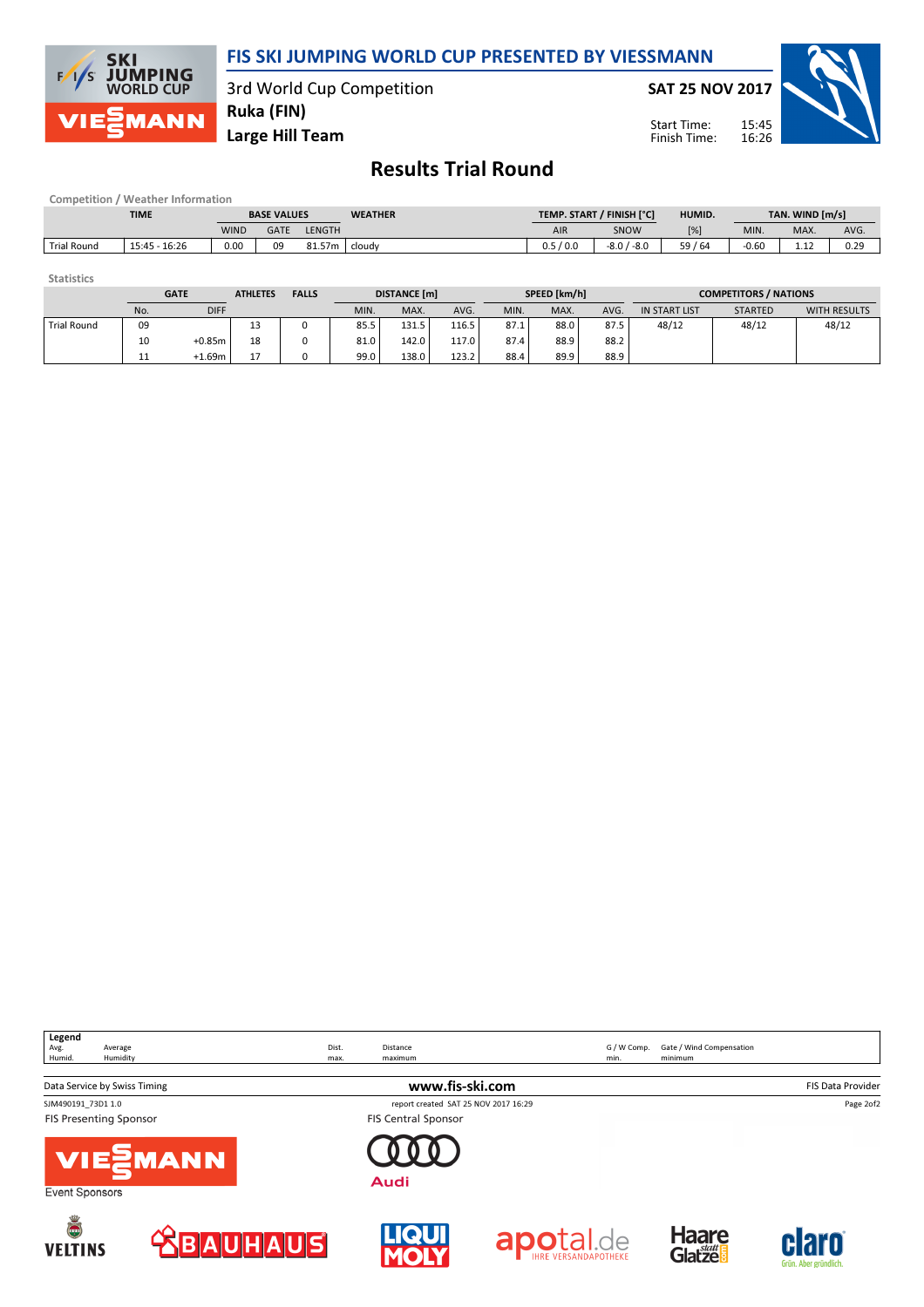# FIS SKI JUMPING WORLD CUP PRESENTED BY VIESSMANN

3rd World Cup Competition
**Ruka (FIN)**
**Large Hill Team**

**SAT 25 NOV 2017**

Start Time: 15:45
Finish Time: 16:26

## Results Trial Round

Competition / Weather Information

| TIME | | BASE VALUES | | | WEATHER | TEMP. START / FINISH [°C] | | HUMID. | TAN. WIND [m/s] | | |
|---|---|---|---|---|---|---|---|---|---|---|---|
| | | WIND | GATE | LENGTH | | AIR | SNOW | [%] | MIN. | MAX. | AVG. |
| Trial Round | 15:45 - 16:26 | 0.00 | 09 | 81.57m | cloudy | 0.5 / 0.0 | -8.0 / -8.0 | 59 / 64 | -0.60 | 1.12 | 0.29 |

Statistics

| | GATE | | ATHLETES | FALLS | DISTANCE [m] | | | SPEED [km/h] | | | COMPETITORS / NATIONS | | |
|---|---|---|---|---|---|---|---|---|---|---|---|---|---|
| | No. | DIFF | | | MIN. | MAX. | AVG. | MIN. | MAX. | AVG. | IN START LIST | STARTED | WITH RESULTS |
| Trial Round | 09 | | 13 | 0 | 85.5 | 131.5 | 116.5 | 87.1 | 88.0 | 87.5 | 48/12 | 48/12 | 48/12 |
| | 10 | +0.85m | 18 | 0 | 81.0 | 142.0 | 117.0 | 87.4 | 88.9 | 88.2 | | | |
| | 11 | +1.69m | 17 | 0 | 99.0 | 138.0 | 123.2 | 88.4 | 89.9 | 88.9 | | | |

**Legend**

| | | | | | |
|---|---|---|---|---|---|
| Avg. | Average | Dist. | Distance | G / W Comp. | Gate / Wind Compensation |
| Humid. | Humidity | max. | maximum | min. | minimum |

Data Service by Swiss Timing — www.fis-ski.com — FIS Data Provider

SJM490191_73D1 1.0 — report created SAT 25 NOV 2017 16:29

FIS Presenting Sponsor — FIS Central Sponsor

Event Sponsors